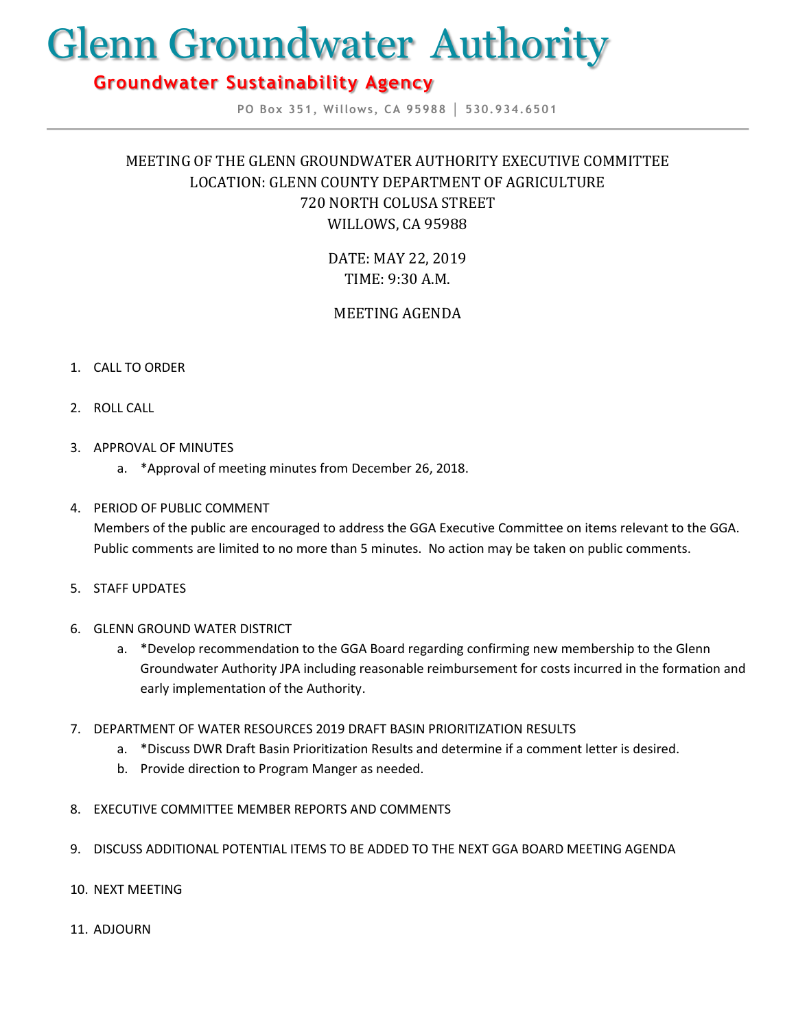# Glenn Groundwater Authority

## Groundwater Sustainability Agency

PO Box 351, Willows, CA 95988 │ 530.934.6501

MEETING OF THE GLENN GROUNDWATER AUTHORITY EXECUTIVE COMMITTEE
LOCATION: GLENN COUNTY DEPARTMENT OF AGRICULTURE
720 NORTH COLUSA STREET
WILLOWS, CA 95988

DATE: MAY 22, 2019
TIME: 9:30 A.M.

MEETING AGENDA

1. CALL TO ORDER

2. ROLL CALL

3. APPROVAL OF MINUTES
   a. *Approval of meeting minutes from December 26, 2018.

4. PERIOD OF PUBLIC COMMENT
   Members of the public are encouraged to address the GGA Executive Committee on items relevant to the GGA. Public comments are limited to no more than 5 minutes. No action may be taken on public comments.

5. STAFF UPDATES

6. GLENN GROUND WATER DISTRICT
   a. *Develop recommendation to the GGA Board regarding confirming new membership to the Glenn Groundwater Authority JPA including reasonable reimbursement for costs incurred in the formation and early implementation of the Authority.

7. DEPARTMENT OF WATER RESOURCES 2019 DRAFT BASIN PRIORITIZATION RESULTS
   a. *Discuss DWR Draft Basin Prioritization Results and determine if a comment letter is desired.
   b. Provide direction to Program Manger as needed.

8. EXECUTIVE COMMITTEE MEMBER REPORTS AND COMMENTS

9. DISCUSS ADDITIONAL POTENTIAL ITEMS TO BE ADDED TO THE NEXT GGA BOARD MEETING AGENDA

10. NEXT MEETING

11. ADJOURN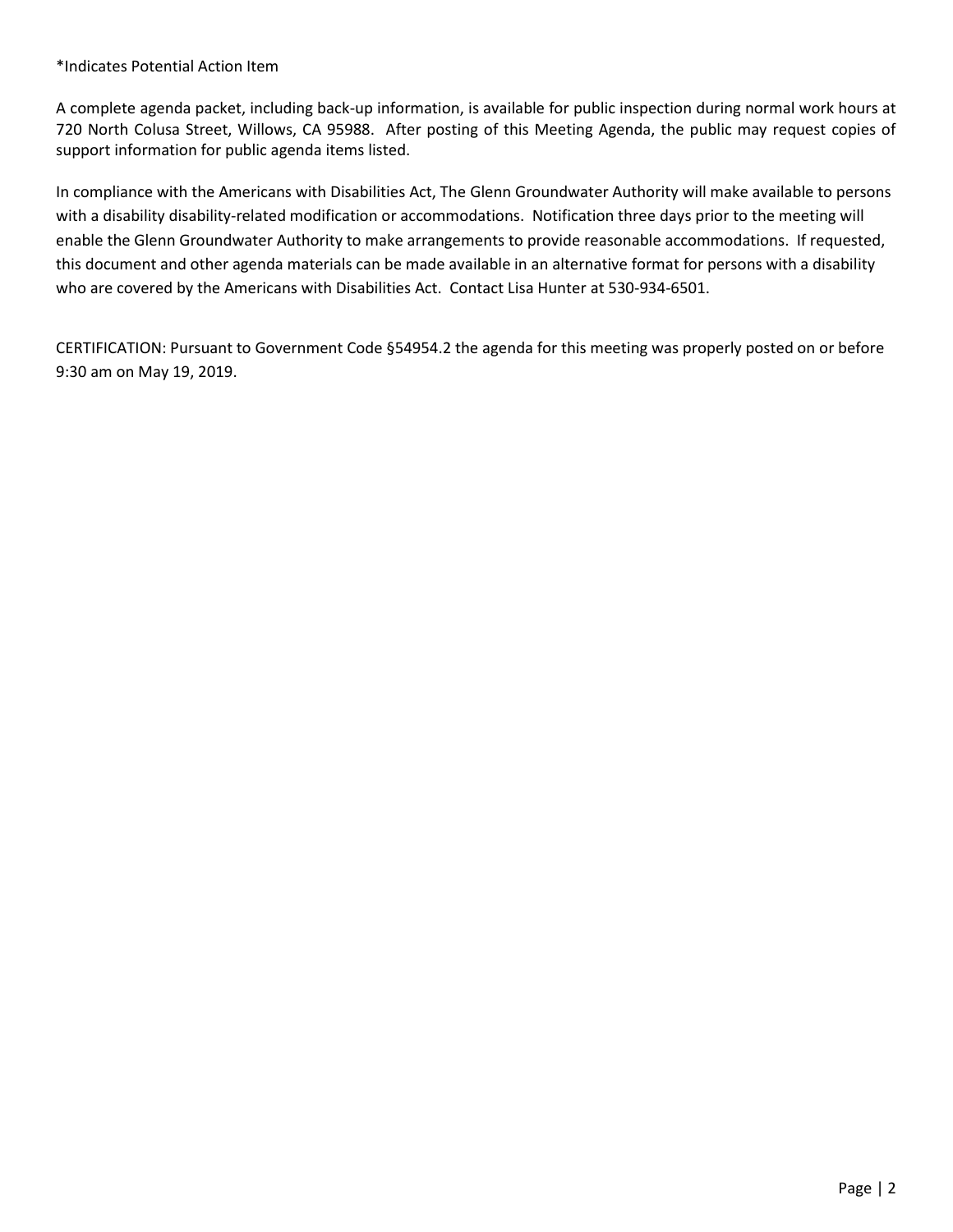*Indicates Potential Action Item

A complete agenda packet, including back-up information, is available for public inspection during normal work hours at 720 North Colusa Street, Willows, CA 95988. After posting of this Meeting Agenda, the public may request copies of support information for public agenda items listed.

In compliance with the Americans with Disabilities Act, The Glenn Groundwater Authority will make available to persons with a disability disability-related modification or accommodations. Notification three days prior to the meeting will enable the Glenn Groundwater Authority to make arrangements to provide reasonable accommodations. If requested, this document and other agenda materials can be made available in an alternative format for persons with a disability who are covered by the Americans with Disabilities Act. Contact Lisa Hunter at 530-934-6501.

CERTIFICATION: Pursuant to Government Code §54954.2 the agenda for this meeting was properly posted on or before 9:30 am on May 19, 2019.